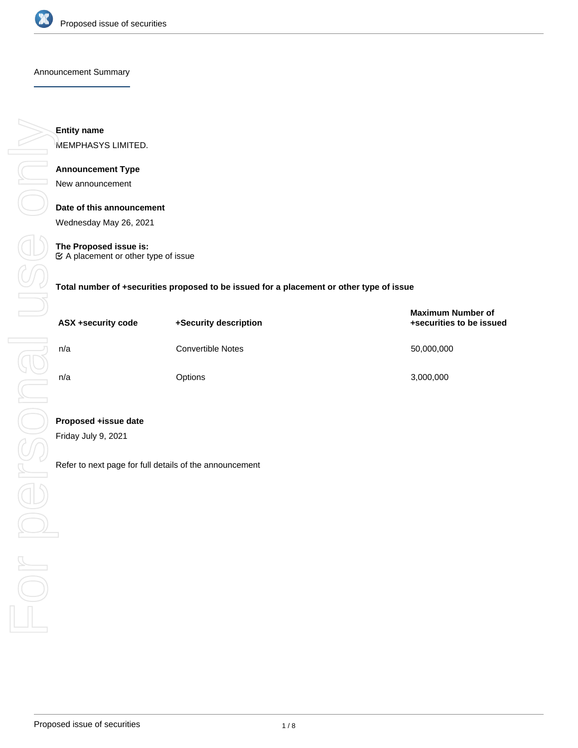Announcement Summary

**Entity name**

MEMPHASYS LIMITED.

**Announcement Type**

New announcement

**Date of this announcement**

Wednesday May 26, 2021

**The Proposed issue is:**

☑ A placement or other type of issue

**Total number of +securities proposed to be issued for a placement or other type of issue**

| ASX +security code | +Security description | Maximum Number of +securities to be issued |
|---|---|---|
| n/a | Convertible Notes | 50,000,000 |
| n/a | Options | 3,000,000 |

**Proposed +issue date**

Friday July 9, 2021

Refer to next page for full details of the announcement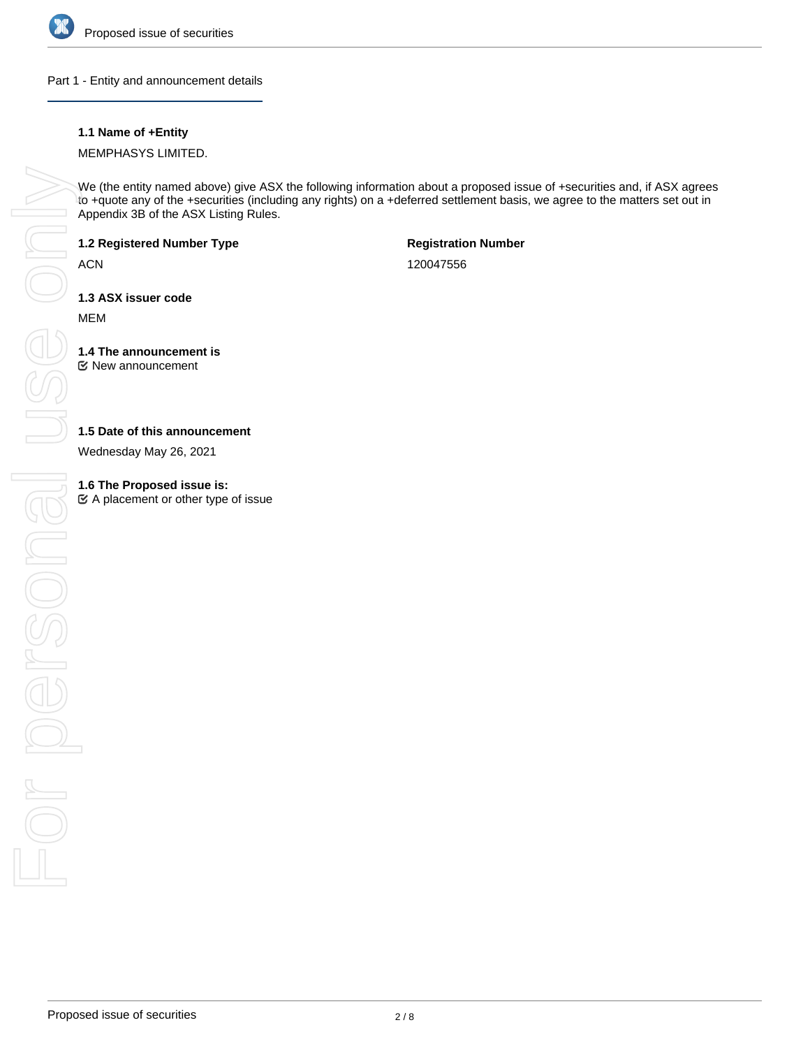## Part 1 - Entity and announcement details

**1.1 Name of +Entity**

MEMPHASYS LIMITED.

We (the entity named above) give ASX the following information about a proposed issue of +securities and, if ASX agrees to +quote any of the +securities (including any rights) on a +deferred settlement basis, we agree to the matters set out in Appendix 3B of the ASX Listing Rules.

**1.2 Registered Number Type**

ACN

**Registration Number**

120047556

**1.3 ASX issuer code**

MEM

**1.4 The announcement is**

☑ New announcement

**1.5 Date of this announcement**

Wednesday May 26, 2021

**1.6 The Proposed issue is:**

☑ A placement or other type of issue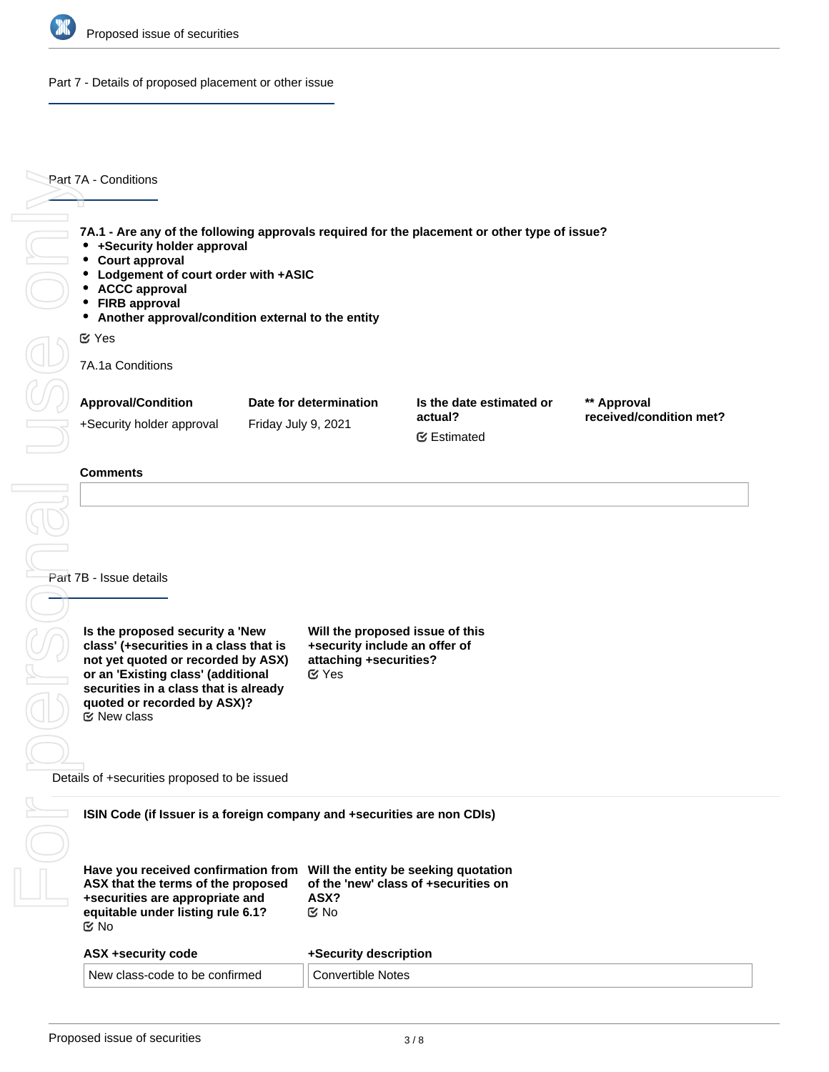## Part 7 - Details of proposed placement or other issue

### Part 7A - Conditions

**7A.1 - Are any of the following approvals required for the placement or other type of issue?**

- **+Security holder approval**
- **Court approval**
- **Lodgement of court order with +ASIC**
- **ACCC approval**
- **FIRB approval**
- **Another approval/condition external to the entity**

☑ Yes

7A.1a Conditions

| Approval/Condition | Date for determination | Is the date estimated or actual? | ** Approval received/condition met? |
|---|---|---|---|
| +Security holder approval | Friday July 9, 2021 | ☑ Estimated | |

**Comments**

### Part 7B - Issue details

**Is the proposed security a 'New class' (+securities in a class that is not yet quoted or recorded by ASX) or an 'Existing class' (additional securities in a class that is already quoted or recorded by ASX)?**
☑ New class

**Will the proposed issue of this +security include an offer of attaching +securities?**
☑ Yes

Details of +securities proposed to be issued

**ISIN Code (if Issuer is a foreign company and +securities are non CDIs)**

**Have you received confirmation from ASX that the terms of the proposed +securities are appropriate and equitable under listing rule 6.1?**
☑ No

**Will the entity be seeking quotation of the 'new' class of +securities on ASX?**
☑ No

| ASX +security code | +Security description |
|---|---|
| New class-code to be confirmed | Convertible Notes |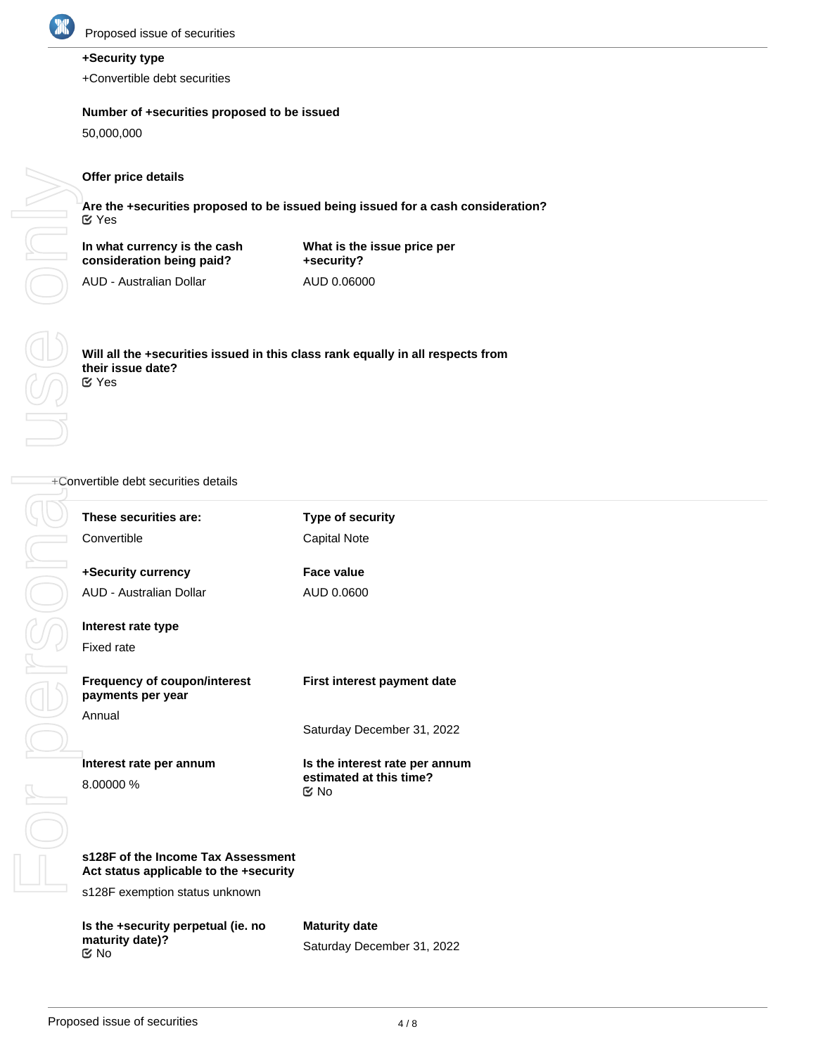**+Security type**

+Convertible debt securities

**Number of +securities proposed to be issued**

50,000,000

**Offer price details**

**Are the +securities proposed to be issued being issued for a cash consideration?**

☑ Yes

| **In what currency is the cash consideration being paid?** | **What is the issue price per +security?** |
|---|---|
| AUD - Australian Dollar | AUD 0.06000 |

**Will all the +securities issued in this class rank equally in all respects from their issue date?**

☑ Yes

+Convertible debt securities details

| **These securities are:** | **Type of security** |
|---|---|
| Convertible | Capital Note |
| **+Security currency** | **Face value** |
| AUD - Australian Dollar | AUD 0.0600 |
| **Interest rate type** | |
| Fixed rate | |
| **Frequency of coupon/interest payments per year** | **First interest payment date** |
| Annual | Saturday December 31, 2022 |
| **Interest rate per annum** | **Is the interest rate per annum estimated at this time?** |
| 8.00000 % | ☑ No |

**s128F of the Income Tax Assessment Act status applicable to the +security**

s128F exemption status unknown

| **Is the +security perpetual (ie. no maturity date)?** | **Maturity date** |
|---|---|
| ☑ No | Saturday December 31, 2022 |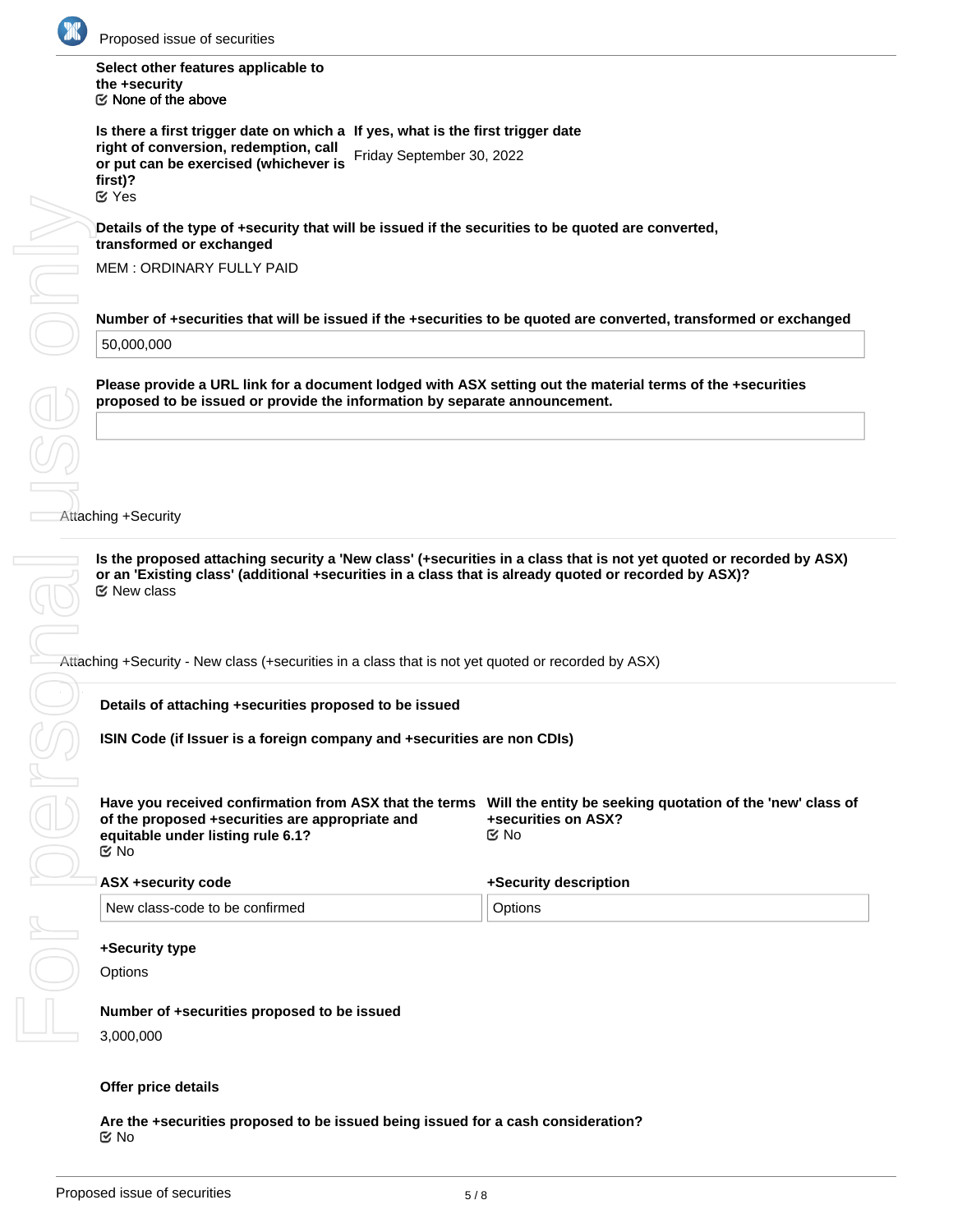**Select other features applicable to the +security**
☑ None of the above

**Is there a first trigger date on which a right of conversion, redemption, call or put can be exercised (whichever is first)?**
☑ Yes

**If yes, what is the first trigger date**
Friday September 30, 2022

**Details of the type of +security that will be issued if the securities to be quoted are converted, transformed or exchanged**

MEM : ORDINARY FULLY PAID

**Number of +securities that will be issued if the +securities to be quoted are converted, transformed or exchanged**

50,000,000

**Please provide a URL link for a document lodged with ASX setting out the material terms of the +securities proposed to be issued or provide the information by separate announcement.**

## Attaching +Security

**Is the proposed attaching security a 'New class' (+securities in a class that is not yet quoted or recorded by ASX) or an 'Existing class' (additional +securities in a class that is already quoted or recorded by ASX)?**
☑ New class

## Attaching +Security - New class (+securities in a class that is not yet quoted or recorded by ASX)

**Details of attaching +securities proposed to be issued**

**ISIN Code (if Issuer is a foreign company and +securities are non CDIs)**

**Have you received confirmation from ASX that the terms of the proposed +securities are appropriate and equitable under listing rule 6.1?**
☑ No

**Will the entity be seeking quotation of the 'new' class of +securities on ASX?**
☑ No

**ASX +security code**
New class-code to be confirmed

**+Security description**
Options

**+Security type**
Options

**Number of +securities proposed to be issued**
3,000,000

**Offer price details**

**Are the +securities proposed to be issued being issued for a cash consideration?**
☑ No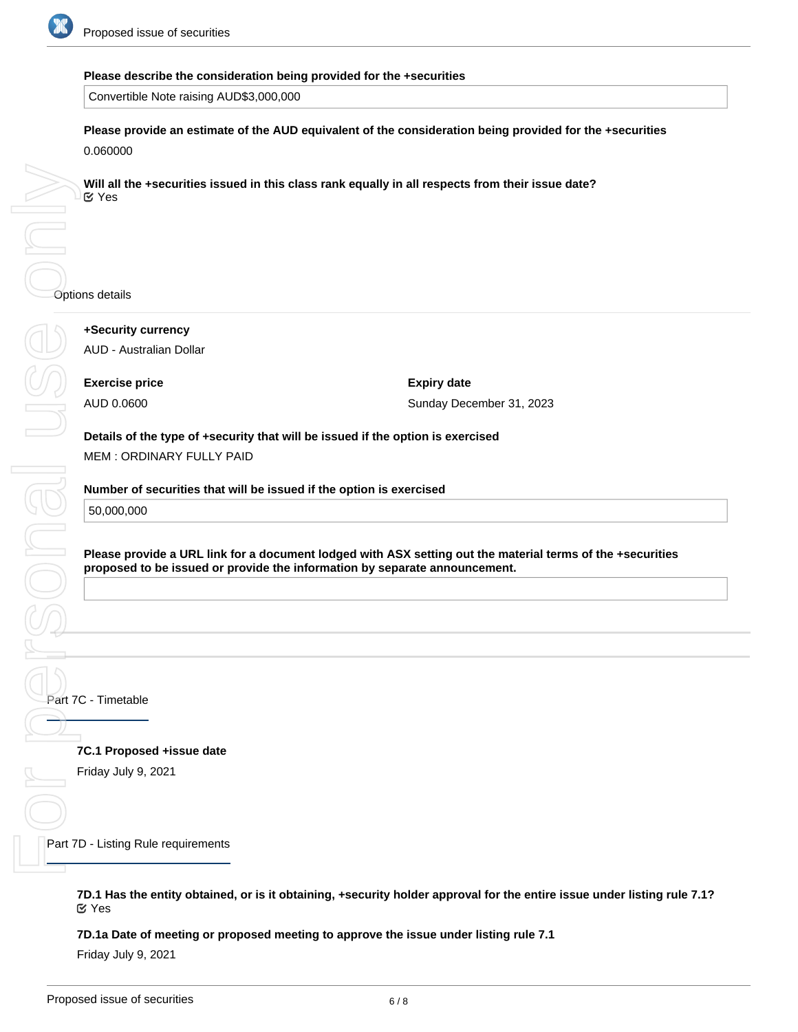**Please describe the consideration being provided for the +securities**

Convertible Note raising AUD$3,000,000

**Please provide an estimate of the AUD equivalent of the consideration being provided for the +securities**

0.060000

**Will all the +securities issued in this class rank equally in all respects from their issue date?**

☑ Yes

Options details

**+Security currency**

AUD - Australian Dollar

**Exercise price**

AUD 0.0600

**Expiry date**

Sunday December 31, 2023

**Details of the type of +security that will be issued if the option is exercised**

MEM : ORDINARY FULLY PAID

**Number of securities that will be issued if the option is exercised**

50,000,000

**Please provide a URL link for a document lodged with ASX setting out the material terms of the +securities proposed to be issued or provide the information by separate announcement.**

## Part 7C - Timetable

**7C.1 Proposed +issue date**

Friday July 9, 2021

## Part 7D - Listing Rule requirements

**7D.1 Has the entity obtained, or is it obtaining, +security holder approval for the entire issue under listing rule 7.1?**

☑ Yes

**7D.1a Date of meeting or proposed meeting to approve the issue under listing rule 7.1**

Friday July 9, 2021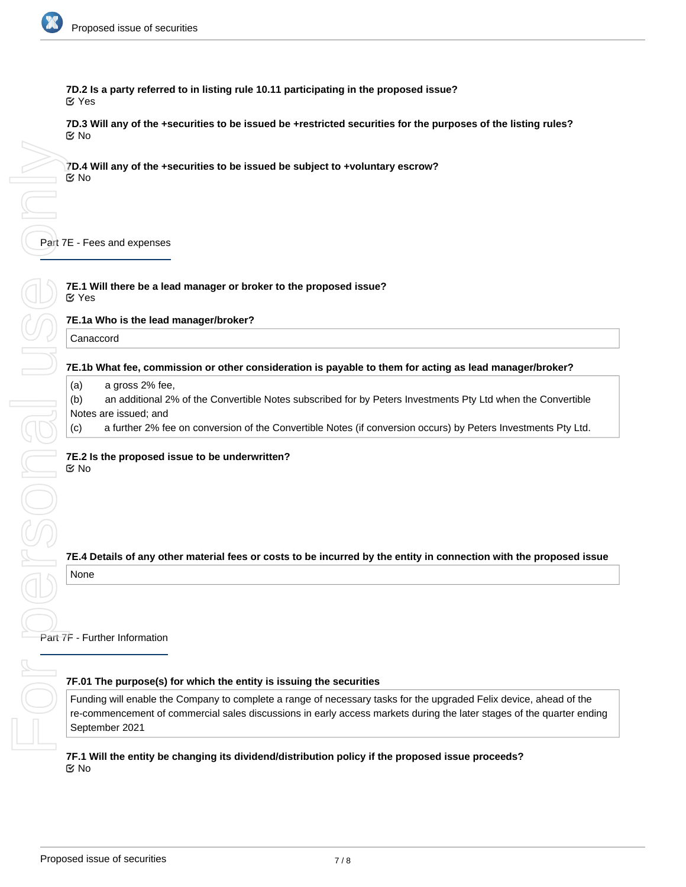**7D.2 Is a party referred to in listing rule 10.11 participating in the proposed issue?**
☑ Yes

**7D.3 Will any of the +securities to be issued be +restricted securities for the purposes of the listing rules?**
☑ No

**7D.4 Will any of the +securities to be issued be subject to +voluntary escrow?**
☑ No

## Part 7E - Fees and expenses

**7E.1 Will there be a lead manager or broker to the proposed issue?**
☑ Yes

**7E.1a Who is the lead manager/broker?**

Canaccord

**7E.1b What fee, commission or other consideration is payable to them for acting as lead manager/broker?**

(a) a gross 2% fee,
(b) an additional 2% of the Convertible Notes subscribed for by Peters Investments Pty Ltd when the Convertible Notes are issued; and
(c) a further 2% fee on conversion of the Convertible Notes (if conversion occurs) by Peters Investments Pty Ltd.

**7E.2 Is the proposed issue to be underwritten?**
☑ No

**7E.4 Details of any other material fees or costs to be incurred by the entity in connection with the proposed issue**

None

## Part 7F - Further Information

**7F.01 The purpose(s) for which the entity is issuing the securities**

Funding will enable the Company to complete a range of necessary tasks for the upgraded Felix device, ahead of the re-commencement of commercial sales discussions in early access markets during the later stages of the quarter ending September 2021

**7F.1 Will the entity be changing its dividend/distribution policy if the proposed issue proceeds?**
☑ No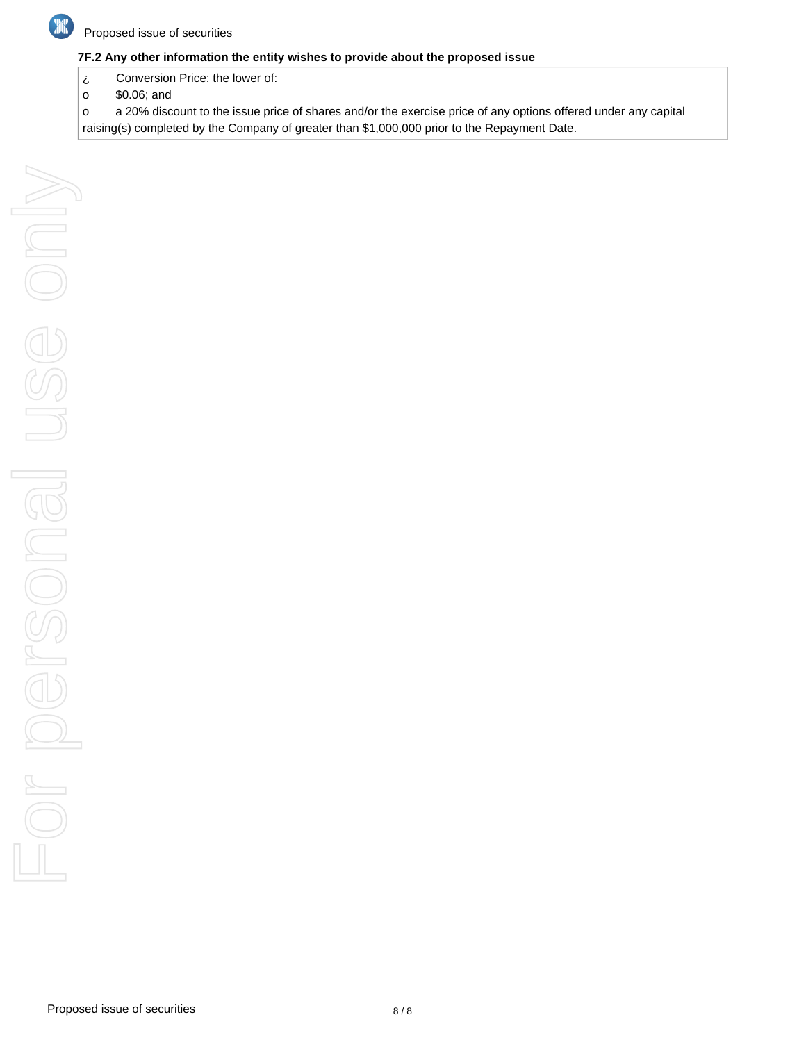### 7F.2 Any other information the entity wishes to provide about the proposed issue

¿ Conversion Price: the lower of:

o $0.06; and

o a 20% discount to the issue price of shares and/or the exercise price of any options offered under any capital raising(s) completed by the Company of greater than $1,000,000 prior to the Repayment Date.